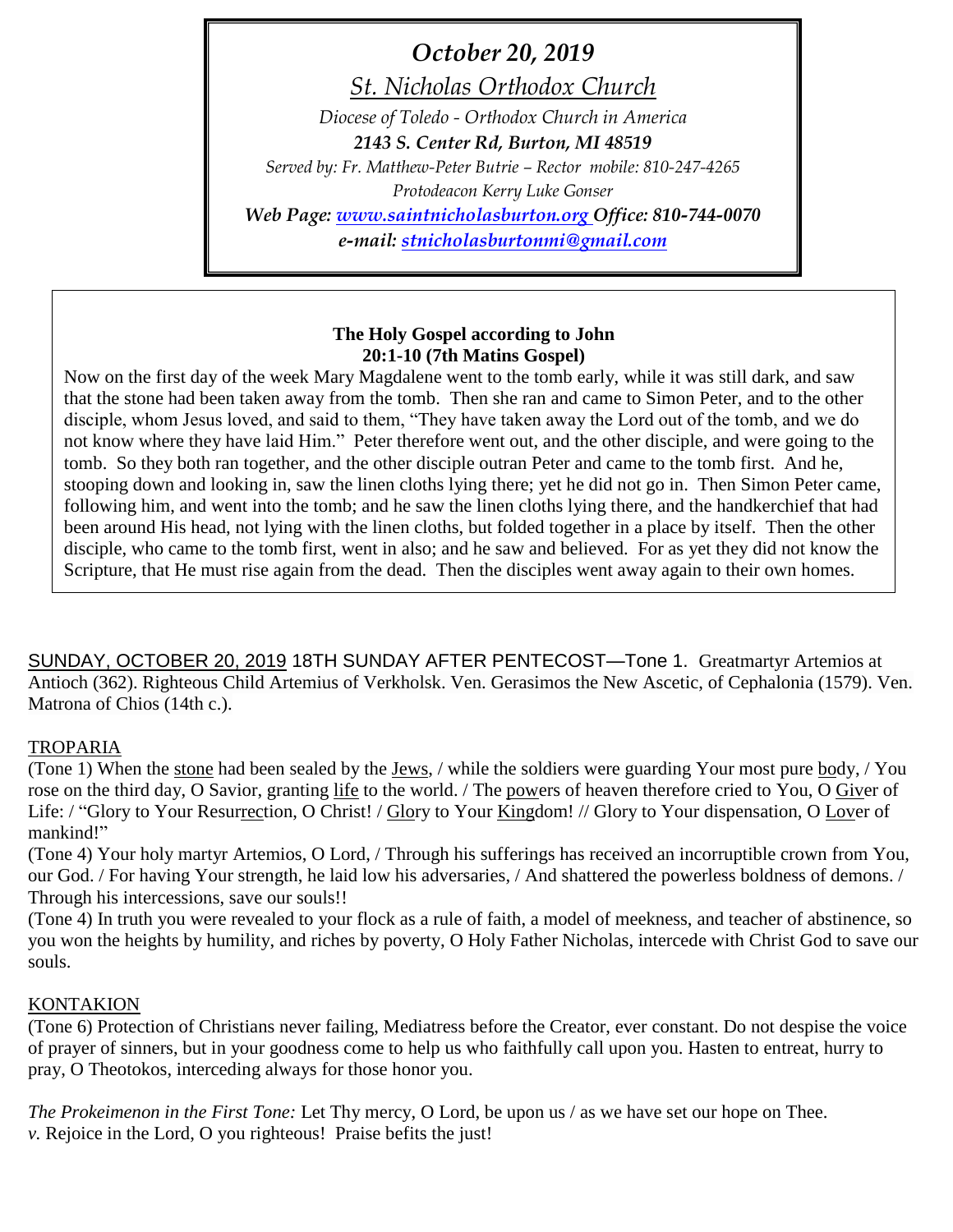*October 20, 2019*

*St. Nicholas Orthodox Church*

*Diocese of Toledo - Orthodox Church in America*

***2143 S. Center Rd, Burton, MI 48519***

*Served by: Fr. Matthew-Peter Butrie – Rector mobile: 810-247-4265*

*Protodeacon Kerry Luke Gonser*

***Web Page: www.saintnicholasburton.org Office: 810-744-0070***

***e-mail: stnicholasburtonmi@gmail.com***

**The Holy Gospel according to John**
**20:1-10 (7th Matins Gospel)**

Now on the first day of the week Mary Magdalene went to the tomb early, while it was still dark, and saw that the stone had been taken away from the tomb. Then she ran and came to Simon Peter, and to the other disciple, whom Jesus loved, and said to them, "They have taken away the Lord out of the tomb, and we do not know where they have laid Him." Peter therefore went out, and the other disciple, and were going to the tomb. So they both ran together, and the other disciple outran Peter and came to the tomb first. And he, stooping down and looking in, saw the linen cloths lying there; yet he did not go in. Then Simon Peter came, following him, and went into the tomb; and he saw the linen cloths lying there, and the handkerchief that had been around His head, not lying with the linen cloths, but folded together in a place by itself. Then the other disciple, who came to the tomb first, went in also; and he saw and believed. For as yet they did not know the Scripture, that He must rise again from the dead. Then the disciples went away again to their own homes.

SUNDAY, OCTOBER 20, 2019 18TH SUNDAY AFTER PENTECOST—Tone 1. Greatmartyr Artemios at Antioch (362). Righteous Child Artemius of Verkholsk. Ven. Gerasimos the New Ascetic, of Cephalonia (1579). Ven. Matrona of Chios (14th c.).

TROPARIA

(Tone 1) When the stone had been sealed by the Jews, / while the soldiers were guarding Your most pure body, / You rose on the third day, O Savior, granting life to the world. / The powers of heaven therefore cried to You, O Giver of Life: / "Glory to Your Resurrection, O Christ! / Glory to Your Kingdom! // Glory to Your dispensation, O Lover of mankind!"

(Tone 4) Your holy martyr Artemios, O Lord, / Through his sufferings has received an incorruptible crown from You, our God. / For having Your strength, he laid low his adversaries, / And shattered the powerless boldness of demons. / Through his intercessions, save our souls!!

(Tone 4) In truth you were revealed to your flock as a rule of faith, a model of meekness, and teacher of abstinence, so you won the heights by humility, and riches by poverty, O Holy Father Nicholas, intercede with Christ God to save our souls.

KONTAKION

(Tone 6) Protection of Christians never failing, Mediatress before the Creator, ever constant. Do not despise the voice of prayer of sinners, but in your goodness come to help us who faithfully call upon you. Hasten to entreat, hurry to pray, O Theotokos, interceding always for those honor you.

*The Prokeimenon in the First Tone:* Let Thy mercy, O Lord, be upon us / as we have set our hope on Thee.
*v.* Rejoice in the Lord, O you righteous! Praise befits the just!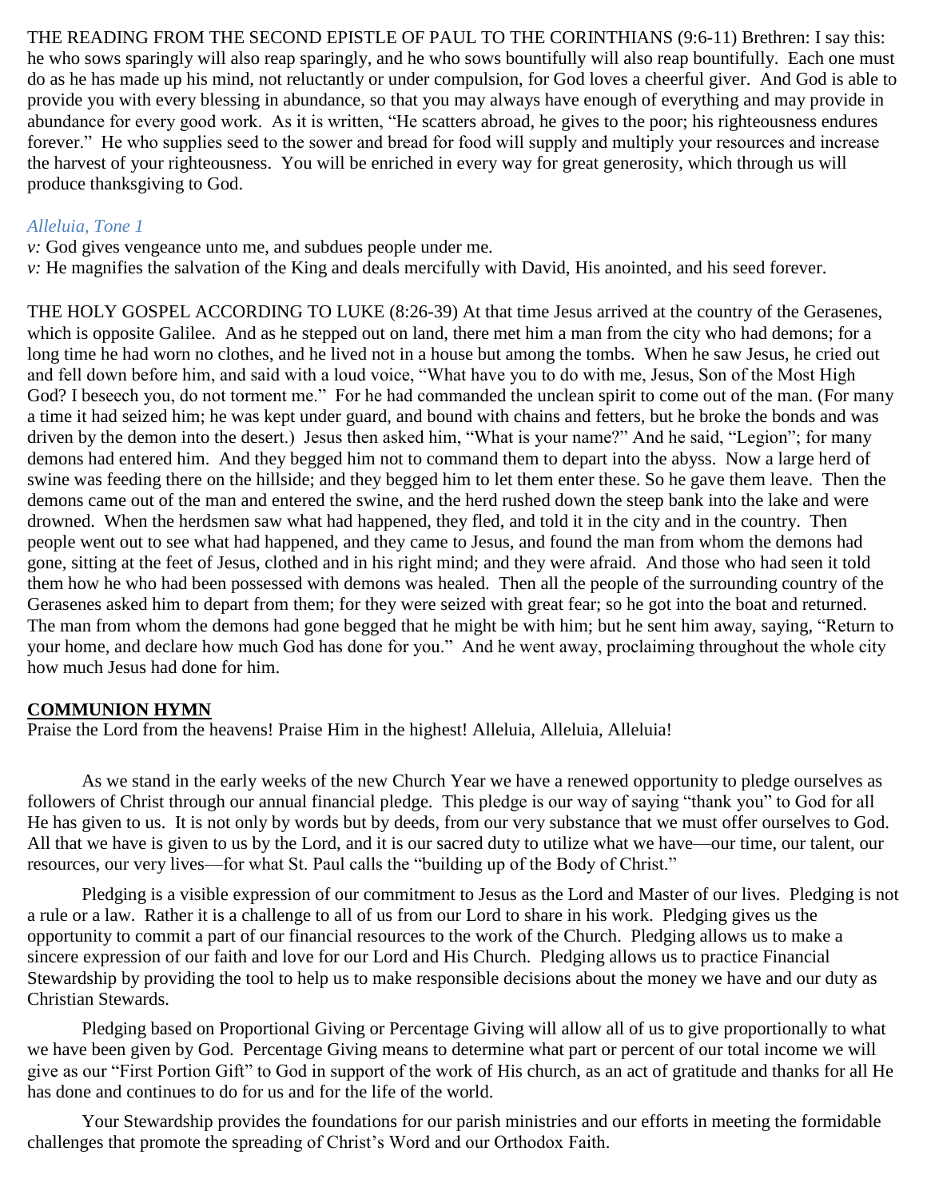THE READING FROM THE SECOND EPISTLE OF PAUL TO THE CORINTHIANS (9:6-11) Brethren: I say this: he who sows sparingly will also reap sparingly, and he who sows bountifully will also reap bountifully. Each one must do as he has made up his mind, not reluctantly or under compulsion, for God loves a cheerful giver. And God is able to provide you with every blessing in abundance, so that you may always have enough of everything and may provide in abundance for every good work. As it is written, "He scatters abroad, he gives to the poor; his righteousness endures forever." He who supplies seed to the sower and bread for food will supply and multiply your resources and increase the harvest of your righteousness. You will be enriched in every way for great generosity, which through us will produce thanksgiving to God.

*Alleluia, Tone 1*

*v:* God gives vengeance unto me, and subdues people under me.

*v:* He magnifies the salvation of the King and deals mercifully with David, His anointed, and his seed forever.

THE HOLY GOSPEL ACCORDING TO LUKE (8:26-39) At that time Jesus arrived at the country of the Gerasenes, which is opposite Galilee. And as he stepped out on land, there met him a man from the city who had demons; for a long time he had worn no clothes, and he lived not in a house but among the tombs. When he saw Jesus, he cried out and fell down before him, and said with a loud voice, "What have you to do with me, Jesus, Son of the Most High God? I beseech you, do not torment me." For he had commanded the unclean spirit to come out of the man. (For many a time it had seized him; he was kept under guard, and bound with chains and fetters, but he broke the bonds and was driven by the demon into the desert.) Jesus then asked him, "What is your name?" And he said, "Legion"; for many demons had entered him. And they begged him not to command them to depart into the abyss. Now a large herd of swine was feeding there on the hillside; and they begged him to let them enter these. So he gave them leave. Then the demons came out of the man and entered the swine, and the herd rushed down the steep bank into the lake and were drowned. When the herdsmen saw what had happened, they fled, and told it in the city and in the country. Then people went out to see what had happened, and they came to Jesus, and found the man from whom the demons had gone, sitting at the feet of Jesus, clothed and in his right mind; and they were afraid. And those who had seen it told them how he who had been possessed with demons was healed. Then all the people of the surrounding country of the Gerasenes asked him to depart from them; for they were seized with great fear; so he got into the boat and returned. The man from whom the demons had gone begged that he might be with him; but he sent him away, saying, "Return to your home, and declare how much God has done for you." And he went away, proclaiming throughout the whole city how much Jesus had done for him.

**COMMUNION HYMN**

Praise the Lord from the heavens! Praise Him in the highest! Alleluia, Alleluia, Alleluia!

As we stand in the early weeks of the new Church Year we have a renewed opportunity to pledge ourselves as followers of Christ through our annual financial pledge. This pledge is our way of saying "thank you" to God for all He has given to us. It is not only by words but by deeds, from our very substance that we must offer ourselves to God. All that we have is given to us by the Lord, and it is our sacred duty to utilize what we have—our time, our talent, our resources, our very lives—for what St. Paul calls the "building up of the Body of Christ."

Pledging is a visible expression of our commitment to Jesus as the Lord and Master of our lives. Pledging is not a rule or a law. Rather it is a challenge to all of us from our Lord to share in his work. Pledging gives us the opportunity to commit a part of our financial resources to the work of the Church. Pledging allows us to make a sincere expression of our faith and love for our Lord and His Church. Pledging allows us to practice Financial Stewardship by providing the tool to help us to make responsible decisions about the money we have and our duty as Christian Stewards.

Pledging based on Proportional Giving or Percentage Giving will allow all of us to give proportionally to what we have been given by God. Percentage Giving means to determine what part or percent of our total income we will give as our "First Portion Gift" to God in support of the work of His church, as an act of gratitude and thanks for all He has done and continues to do for us and for the life of the world.

Your Stewardship provides the foundations for our parish ministries and our efforts in meeting the formidable challenges that promote the spreading of Christ's Word and our Orthodox Faith.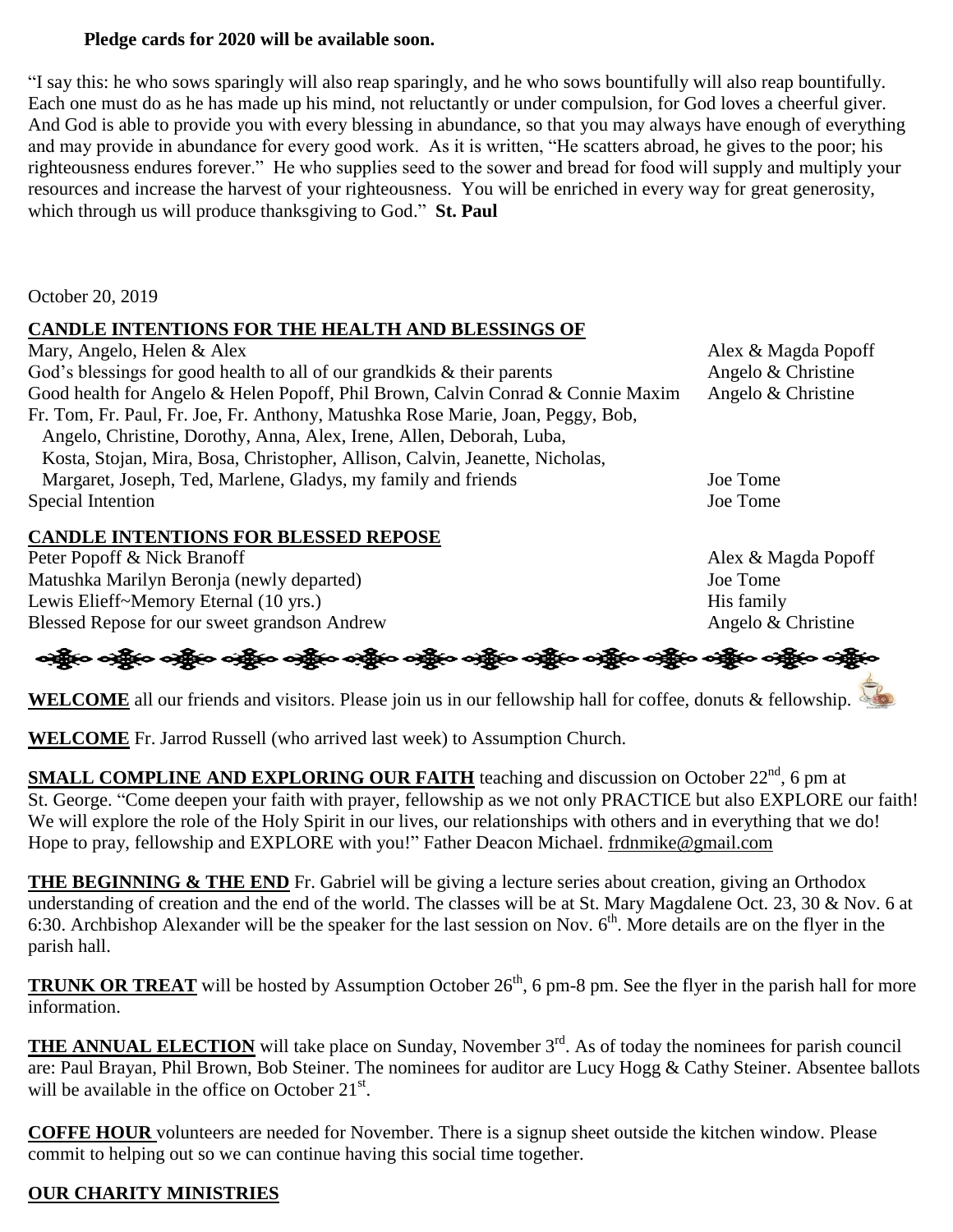**Pledge cards for 2020 will be available soon.**

"I say this: he who sows sparingly will also reap sparingly, and he who sows bountifully will also reap bountifully. Each one must do as he has made up his mind, not reluctantly or under compulsion, for God loves a cheerful giver. And God is able to provide you with every blessing in abundance, so that you may always have enough of everything and may provide in abundance for every good work. As it is written, "He scatters abroad, he gives to the poor; his righteousness endures forever." He who supplies seed to the sower and bread for food will supply and multiply your resources and increase the harvest of your righteousness. You will be enriched in every way for great generosity, which through us will produce thanksgiving to God." **St. Paul**

October 20, 2019

**CANDLE INTENTIONS FOR THE HEALTH AND BLESSINGS OF**

| | |
|---|---|
| Mary, Angelo, Helen & Alex | Alex & Magda Popoff |
| God's blessings for good health to all of our grandkids & their parents | Angelo & Christine |
| Good health for Angelo & Helen Popoff, Phil Brown, Calvin Conrad & Connie Maxim | Angelo & Christine |
| Fr. Tom, Fr. Paul, Fr. Joe, Fr. Anthony, Matushka Rose Marie, Joan, Peggy, Bob, Angelo, Christine, Dorothy, Anna, Alex, Irene, Allen, Deborah, Luba, Kosta, Stojan, Mira, Bosa, Christopher, Allison, Calvin, Jeanette, Nicholas, Margaret, Joseph, Ted, Marlene, Gladys, my family and friends | Joe Tome |
| Special Intention | Joe Tome |

**CANDLE INTENTIONS FOR BLESSED REPOSE**

| | |
|---|---|
| Peter Popoff & Nick Branoff | Alex & Magda Popoff |
| Matushka Marilyn Beronja (newly departed) | Joe Tome |
| Lewis Elieff~Memory Eternal (10 yrs.) | His family |
| Blessed Repose for our sweet grandson Andrew | Angelo & Christine |

**WELCOME** all our friends and visitors. Please join us in our fellowship hall for coffee, donuts & fellowship.

**WELCOME** Fr. Jarrod Russell (who arrived last week) to Assumption Church.

**SMALL COMPLINE AND EXPLORING OUR FAITH** teaching and discussion on October 22nd, 6 pm at St. George. "Come deepen your faith with prayer, fellowship as we not only PRACTICE but also EXPLORE our faith! We will explore the role of the Holy Spirit in our lives, our relationships with others and in everything that we do! Hope to pray, fellowship and EXPLORE with you!" Father Deacon Michael. frdnmike@gmail.com

**THE BEGINNING & THE END** Fr. Gabriel will be giving a lecture series about creation, giving an Orthodox understanding of creation and the end of the world. The classes will be at St. Mary Magdalene Oct. 23, 30 & Nov. 6 at 6:30. Archbishop Alexander will be the speaker for the last session on Nov. 6th. More details are on the flyer in the parish hall.

**TRUNK OR TREAT** will be hosted by Assumption October 26th, 6 pm-8 pm. See the flyer in the parish hall for more information.

**THE ANNUAL ELECTION** will take place on Sunday, November 3rd. As of today the nominees for parish council are: Paul Brayan, Phil Brown, Bob Steiner. The nominees for auditor are Lucy Hogg & Cathy Steiner. Absentee ballots will be available in the office on October 21st.

**COFFE HOUR** volunteers are needed for November. There is a signup sheet outside the kitchen window. Please commit to helping out so we can continue having this social time together.

**OUR CHARITY MINISTRIES**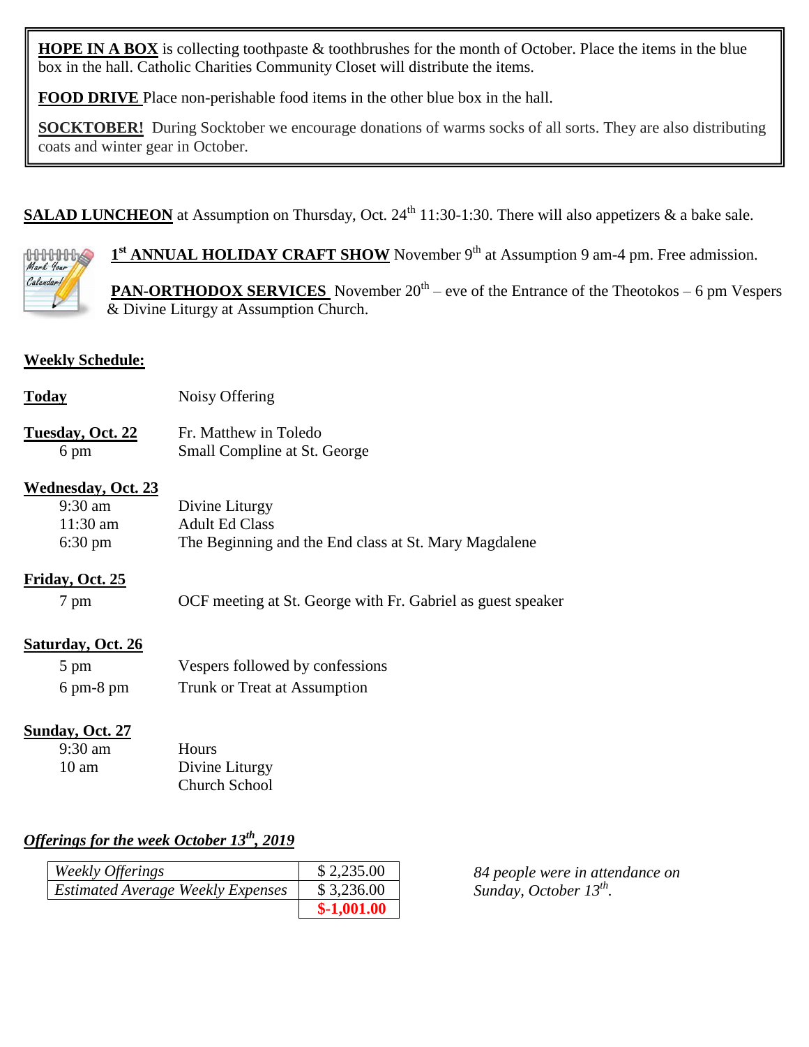**HOPE IN A BOX** is collecting toothpaste & toothbrushes for the month of October. Place the items in the blue box in the hall. Catholic Charities Community Closet will distribute the items.

**FOOD DRIVE** Place non-perishable food items in the other blue box in the hall.

**SOCKTOBER!** During Socktober we encourage donations of warms socks of all sorts. They are also distributing coats and winter gear in October.

**SALAD LUNCHEON** at Assumption on Thursday, Oct. 24th 11:30-1:30. There will also appetizers & a bake sale.

**1st ANNUAL HOLIDAY CRAFT SHOW** November 9th at Assumption 9 am-4 pm. Free admission.

**PAN-ORTHODOX SERVICES** November 20th – eve of the Entrance of the Theotokos – 6 pm Vespers & Divine Liturgy at Assumption Church.

**Weekly Schedule:**

**Today** — Noisy Offering

**Tuesday, Oct. 22** — Fr. Matthew in Toledo
- 6 pm — Small Compline at St. George

**Wednesday, Oct. 23**
- 9:30 am — Divine Liturgy
- 11:30 am — Adult Ed Class
- 6:30 pm — The Beginning and the End class at St. Mary Magdalene

**Friday, Oct. 25**
- 7 pm — OCF meeting at St. George with Fr. Gabriel as guest speaker

**Saturday, Oct. 26**
- 5 pm — Vespers followed by confessions
- 6 pm-8 pm — Trunk or Treat at Assumption

**Sunday, Oct. 27**
- 9:30 am — Hours
- 10 am — Divine Liturgy
- Church School

***Offerings for the week October 13th, 2019***

| | |
|---|---|
| *Weekly Offerings* | $ 2,235.00 |
| *Estimated Average Weekly Expenses* | $ 3,236.00 |
| | **$-1,001.00** |

*84 people were in attendance on Sunday, October 13th.*